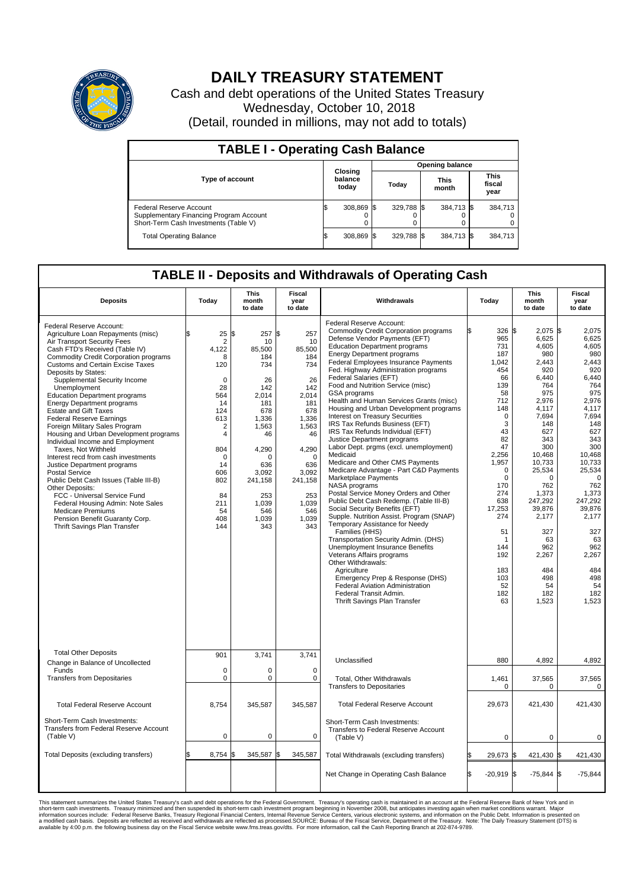# DAILY TREASURY STATEMENT

Cash and debt operations of the United States Treasury

Wednesday, October 10, 2018

(Detail, rounded in millions, may not add to totals)

## TABLE I - Operating Cash Balance

| Type of account | Closing balance today | Opening balance Today | Opening balance This month | Opening balance This fiscal year |
|---|---|---|---|---|
| Federal Reserve Account | $ 308,869 | $ 329,788 | $ 384,713 | $ 384,713 |
| Supplementary Financing Program Account | 0 | 0 | 0 | 0 |
| Short-Term Cash Investments (Table V) | 0 | 0 | 0 | 0 |
| Total Operating Balance | $ 308,869 | $ 329,788 | $ 384,713 | $ 384,713 |

## TABLE II - Deposits and Withdrawals of Operating Cash

| Deposits | Today | This month to date | Fiscal year to date |
|---|---|---|---|
| Federal Reserve Account: | | | |
| Agriculture Loan Repayments (misc) | $ 25 | $ 257 | $ 257 |
| Air Transport Security Fees | 2 | 10 | 10 |
| Cash FTD's Received (Table IV) | 4,122 | 85,500 | 85,500 |
| Commodity Credit Corporation programs | 8 | 184 | 184 |
| Customs and Certain Excise Taxes | 120 | 734 | 734 |
| Deposits by States: | | | |
| Supplemental Security Income | 0 | 26 | 26 |
| Unemployment | 28 | 142 | 142 |
| Education Department programs | 564 | 2,014 | 2,014 |
| Energy Department programs | 14 | 181 | 181 |
| Estate and Gift Taxes | 124 | 678 | 678 |
| Federal Reserve Earnings | 613 | 1,336 | 1,336 |
| Foreign Military Sales Program | 2 | 1,563 | 1,563 |
| Housing and Urban Development programs | 4 | 46 | 46 |
| Individual Income and Employment Taxes, Not Withheld | 804 | 4,290 | 4,290 |
| Interest recd from cash investments | 0 | 0 | 0 |
| Justice Department programs | 14 | 636 | 636 |
| Postal Service | 606 | 3,092 | 3,092 |
| Public Debt Cash Issues (Table III-B) | 802 | 241,158 | 241,158 |
| Other Deposits: | | | |
| FCC - Universal Service Fund | 84 | 253 | 253 |
| Federal Housing Admin: Note Sales | 211 | 1,039 | 1,039 |
| Medicare Premiums | 54 | 546 | 546 |
| Pension Benefit Guaranty Corp. | 408 | 1,039 | 1,039 |
| Thrift Savings Plan Transfer | 144 | 343 | 343 |
| Total Other Deposits | 901 | 3,741 | 3,741 |
| Change in Balance of Uncollected Funds | 0 | 0 | 0 |
| Transfers from Depositaries | 0 | 0 | 0 |
| Total Federal Reserve Account | 8,754 | 345,587 | 345,587 |
| Short-Term Cash Investments: Transfers from Federal Reserve Account (Table V) | 0 | 0 | 0 |
| Total Deposits (excluding transfers) | $ 8,754 | $ 345,587 | $ 345,587 |

| Withdrawals | Today | This month to date | Fiscal year to date |
|---|---|---|---|
| Federal Reserve Account: | | | |
| Commodity Credit Corporation programs | $ 326 | $ 2,075 | $ 2,075 |
| Defense Vendor Payments (EFT) | 965 | 6,625 | 6,625 |
| Education Department programs | 731 | 4,605 | 4,605 |
| Energy Department programs | 187 | 980 | 980 |
| Federal Employees Insurance Payments | 1,042 | 2,443 | 2,443 |
| Fed. Highway Administration programs | 454 | 920 | 920 |
| Federal Salaries (EFT) | 66 | 6,440 | 6,440 |
| Food and Nutrition Service (misc) | 139 | 764 | 764 |
| GSA programs | 58 | 975 | 975 |
| Health and Human Services Grants (misc) | 712 | 2,976 | 2,976 |
| Housing and Urban Development programs | 148 | 4,117 | 4,117 |
| Interest on Treasury Securities | 0 | 7,694 | 7,694 |
| IRS Tax Refunds Business (EFT) | 3 | 148 | 148 |
| IRS Tax Refunds Individual (EFT) | 43 | 627 | 627 |
| Justice Department programs | 82 | 343 | 343 |
| Labor Dept. prgms (excl. unemployment) | 47 | 300 | 300 |
| Medicaid | 2,256 | 10,468 | 10,468 |
| Medicare and Other CMS Payments | 1,957 | 10,733 | 10,733 |
| Medicare Advantage - Part C&D Payments | 0 | 25,534 | 25,534 |
| Marketplace Payments | 0 | 0 | 0 |
| NASA programs | 170 | 762 | 762 |
| Postal Service Money Orders and Other | 274 | 1,373 | 1,373 |
| Public Debt Cash Redemp. (Table III-B) | 638 | 247,292 | 247,292 |
| Social Security Benefits (EFT) | 17,253 | 39,876 | 39,876 |
| Supple. Nutrition Assist. Program (SNAP) | 274 | 2,177 | 2,177 |
| Temporary Assistance for Needy Families (HHS) | 51 | 327 | 327 |
| Transportation Security Admin. (DHS) | 1 | 63 | 63 |
| Unemployment Insurance Benefits | 144 | 962 | 962 |
| Veterans Affairs programs | 192 | 2,267 | 2,267 |
| Other Withdrawals: | | | |
| Agriculture | 183 | 484 | 484 |
| Emergency Prep & Response (DHS) | 103 | 498 | 498 |
| Federal Aviation Administration | 52 | 54 | 54 |
| Federal Transit Admin. | 182 | 182 | 182 |
| Thrift Savings Plan Transfer | 63 | 1,523 | 1,523 |
| Unclassified | 880 | 4,892 | 4,892 |
| Total, Other Withdrawals | 1,461 | 37,565 | 37,565 |
| Transfers to Depositaries | 0 | 0 | 0 |
| Total Federal Reserve Account | 29,673 | 421,430 | 421,430 |
| Short-Term Cash Investments: Transfers to Federal Reserve Account (Table V) | 0 | 0 | 0 |
| Total Withdrawals (excluding transfers) | $ 29,673 | $ 421,430 | $ 421,430 |
| Net Change in Operating Cash Balance | $ -20,919 | $ -75,844 | $ -75,844 |

This statement summarizes the United States Treasury's cash and debt operations for the Federal Government. Treasury's operating cash is maintained in an account at the Federal Reserve Bank of New York and in short-term cash investments. Treasury minimized and then suspended its short-term cash investment program beginning in November 2008, but anticipates investing again when market conditions warrant. Major information sources include: Federal Reserve Banks, Treasury Regional Financial Centers, Internal Revenue Service Centers, various electronic systems, and information on the Public Debt. Information is presented on a modified cash basis. Deposits are reflected as received and withdrawals are reflected as processed.SOURCE: Bureau of the Fiscal Service, Department of the Treasury. Note: The Daily Treasury Statement (DTS) is available by 4:00 p.m. the following business day on the Fiscal Service website www.fms.treas.gov/dts. For more information, call the Cash Reporting Branch at 202-874-9789.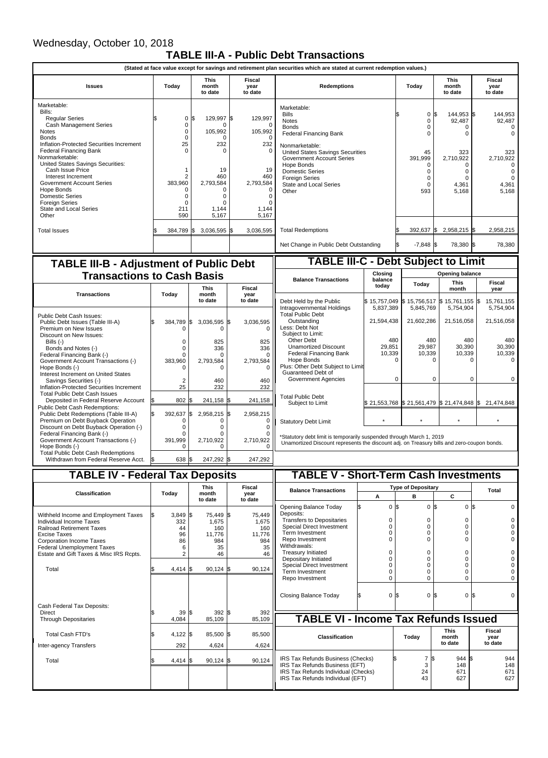Wednesday, October 10, 2018

# TABLE III-A - Public Debt Transactions

(Stated at face value except for savings and retirement plan securities which are stated at current redemption values.)

| Issues | Today | This month to date | Fiscal year to date |
|---|---|---|---|
| Marketable: | | | |
| Bills: | | | |
| Regular Series | $ 0 | $ 129,997 | $ 129,997 |
| Cash Management Series | 0 | 0 | 0 |
| Notes | 0 | 105,992 | 105,992 |
| Bonds | 0 | 0 | 0 |
| Inflation-Protected Securities Increment | 25 | 232 | 232 |
| Federal Financing Bank | 0 | 0 | 0 |
| Nonmarketable: | | | |
| United States Savings Securities: | | | |
| Cash Issue Price | 1 | 19 | 19 |
| Interest Increment | 2 | 460 | 460 |
| Government Account Series | 383,960 | 2,793,584 | 2,793,584 |
| Hope Bonds | 0 | 0 | 0 |
| Domestic Series | 0 | 0 | 0 |
| Foreign Series | 0 | 0 | 0 |
| State and Local Series | 211 | 1,144 | 1,144 |
| Other | 590 | 5,167 | 5,167 |
| Total Issues | $ 384,789 | $ 3,036,595 | $ 3,036,595 |

| Redemptions | Today | This month to date | Fiscal year to date |
|---|---|---|---|
| Marketable: | | | |
| Bills | $ 0 | $ 144,953 | $ 144,953 |
| Notes | 0 | 92,487 | 92,487 |
| Bonds | 0 | 0 | 0 |
| Federal Financing Bank | 0 | 0 | 0 |
| Nonmarketable: | | | |
| United States Savings Securities | 45 | 323 | 323 |
| Government Account Series | 391,999 | 2,710,922 | 2,710,922 |
| Hope Bonds | 0 | 0 | 0 |
| Domestic Series | 0 | 0 | 0 |
| Foreign Series | 0 | 0 | 0 |
| State and Local Series | 0 | 4,361 | 4,361 |
| Other | 593 | 5,168 | 5,168 |
| Total Redemptions | $ 392,637 | $ 2,958,215 | $ 2,958,215 |
| Net Change in Public Debt Outstanding | $ -7,848 | $ 78,380 | $ 78,380 |

# TABLE III-B - Adjustment of Public Debt Transactions to Cash Basis

| Transactions | Today | This month to date | Fiscal year to date |
|---|---|---|---|
| Public Debt Cash Issues: | | | |
| Public Debt Issues (Table III-A) | $ 384,789 | $ 3,036,595 | $ 3,036,595 |
| Premium on New Issues | 0 | 0 | 0 |
| Discount on New Issues: | | | |
| Bills (-) | 0 | 825 | 825 |
| Bonds and Notes (-) | 0 | 336 | 336 |
| Federal Financing Bank (-) | 0 | 0 | 0 |
| Government Account Transactions (-) | 383,960 | 2,793,584 | 2,793,584 |
| Hope Bonds (-) | 0 | 0 | 0 |
| Interest Increment on United States Savings Securities (-) | 2 | 460 | 460 |
| Inflation-Protected Securities Increment | 25 | 232 | 232 |
| Total Public Debt Cash Issues Deposited in Federal Reserve Account | $ 802 | $ 241,158 | $ 241,158 |
| Public Debt Cash Redemptions: | | | |
| Public Debt Redemptions (Table III-A) | $ 392,637 | $ 2,958,215 | $ 2,958,215 |
| Premium on Debt Buyback Operation | 0 | 0 | 0 |
| Discount on Debt Buyback Operation (-) | 0 | 0 | 0 |
| Federal Financing Bank (-) | 0 | 0 | 0 |
| Government Account Transactions (-) | 391,999 | 2,710,922 | 2,710,922 |
| Hope Bonds (-) | 0 | 0 | 0 |
| Total Public Debt Cash Redemptions Withdrawn from Federal Reserve Acct. | $ 638 | $ 247,292 | $ 247,292 |

# TABLE III-C - Debt Subject to Limit

| Balance Transactions | Closing balance today | Opening balance Today | Opening balance This month | Opening balance Fiscal year |
|---|---|---|---|---|
| Debt Held by the Public | $ 15,757,049 | $ 15,756,517 | $ 15,761,155 | $ 15,761,155 |
| Intragovernmental Holdings | 5,837,389 | 5,845,769 | 5,754,904 | 5,754,904 |
| Total Public Debt Outstanding | 21,594,438 | 21,602,286 | 21,516,058 | 21,516,058 |
| Less: Debt Not Subject to Limit: | | | | |
| Other Debt | 480 | 480 | 480 | 480 |
| Unamortized Discount | 29,851 | 29,987 | 30,390 | 30,390 |
| Federal Financing Bank | 10,339 | 10,339 | 10,339 | 10,339 |
| Hope Bonds | 0 | 0 | 0 | 0 |
| Plus: Other Debt Subject to Limit | | | | |
| Guaranteed Debt of Government Agencies | 0 | 0 | 0 | 0 |
| Total Public Debt Subject to Limit | $ 21,553,768 | $ 21,561,479 | $ 21,474,848 | $ 21,474,848 |
| Statutory Debt Limit | * | * | * | * |

*Statutory debt limit is temporarily suspended through March 1, 2019
Unamortized Discount represents the discount adj. on Treasury bills and zero-coupon bonds.

# TABLE IV - Federal Tax Deposits

| Classification | Today | This month to date | Fiscal year to date |
|---|---|---|---|
| Withheld Income and Employment Taxes | $ 3,849 | $ 75,449 | $ 75,449 |
| Individual Income Taxes | 332 | 1,675 | 1,675 |
| Railroad Retirement Taxes | 44 | 160 | 160 |
| Excise Taxes | 96 | 11,776 | 11,776 |
| Corporation Income Taxes | 86 | 984 | 984 |
| Federal Unemployment Taxes | 6 | 35 | 35 |
| Estate and Gift Taxes & Misc IRS Rcpts. | 2 | 46 | 46 |
| Total | $ 4,414 | $ 90,124 | $ 90,124 |
| Cash Federal Tax Deposits: | | | |
| Direct | $ 39 | $ 392 | $ 392 |
| Through Depositaries | 4,084 | 85,109 | 85,109 |
| Total Cash FTD's | $ 4,122 | $ 85,500 | $ 85,500 |
| Inter-agency Transfers | 292 | 4,624 | 4,624 |
| Total | $ 4,414 | $ 90,124 | $ 90,124 |

# TABLE V - Short-Term Cash Investments

| Balance Transactions | Type of Depositary A | Type of Depositary B | Type of Depositary C | Total |
|---|---|---|---|---|
| Opening Balance Today | $ 0 | $ 0 | $ 0 | $ 0 |
| Deposits: | | | | |
| Transfers to Depositaries | 0 | 0 | 0 | 0 |
| Special Direct Investment | 0 | 0 | 0 | 0 |
| Term Investment | 0 | 0 | 0 | 0 |
| Repo Investment | 0 | 0 | 0 | 0 |
| Withdrawals: | | | | |
| Treasury Initiated | 0 | 0 | 0 | 0 |
| Depositary Initiated | 0 | 0 | 0 | 0 |
| Special Direct Investment | 0 | 0 | 0 | 0 |
| Term Investment | 0 | 0 | 0 | 0 |
| Repo Investment | 0 | 0 | 0 | 0 |
| Closing Balance Today | $ 0 | $ 0 | $ 0 | $ 0 |

# TABLE VI - Income Tax Refunds Issued

| Classification | Today | This month to date | Fiscal year to date |
|---|---|---|---|
| IRS Tax Refunds Business (Checks) | $ 7 | $ 944 | $ 944 |
| IRS Tax Refunds Business (EFT) | 3 | 148 | 148 |
| IRS Tax Refunds Individual (Checks) | 24 | 671 | 671 |
| IRS Tax Refunds Individual (EFT) | 43 | 627 | 627 |